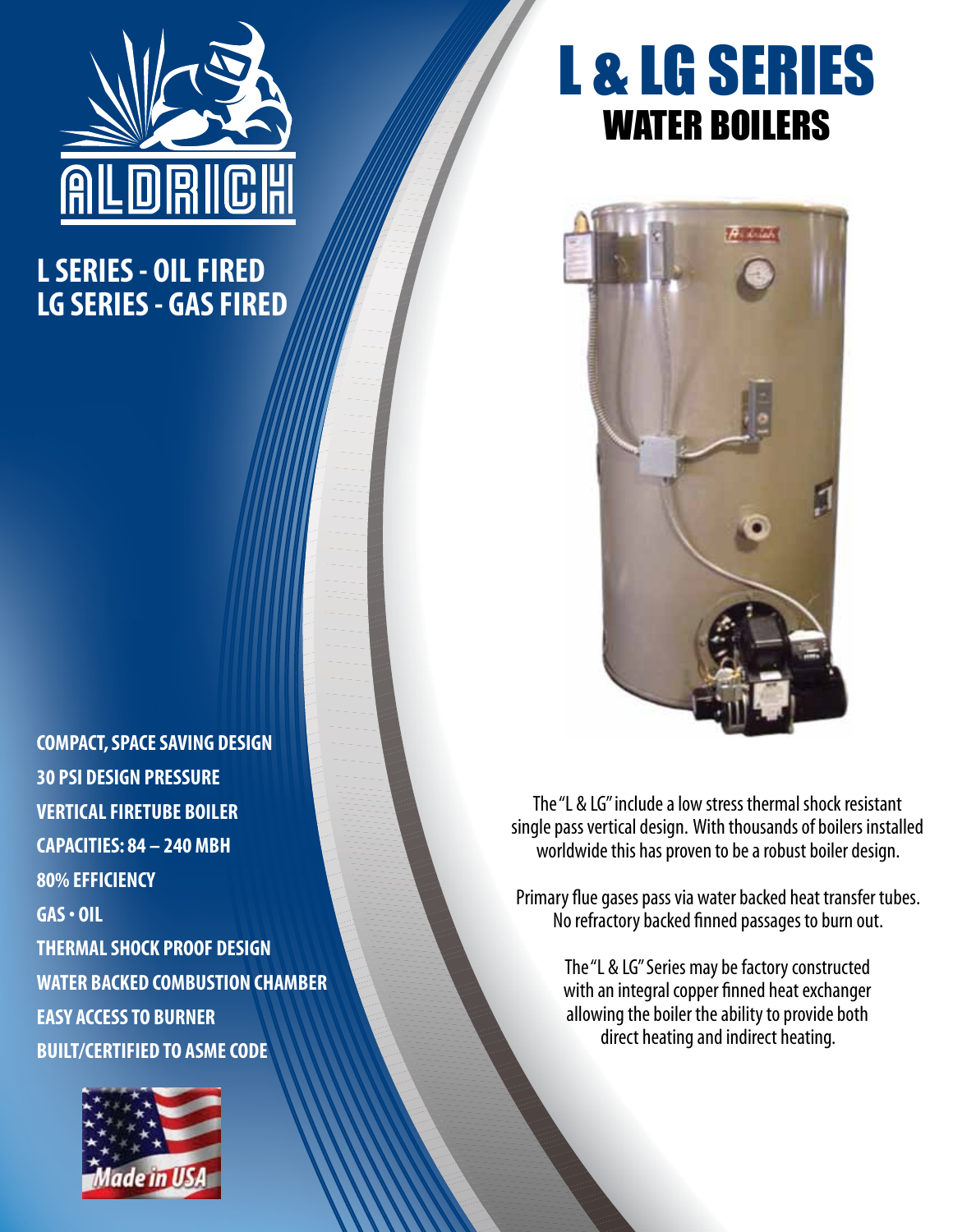ALDRICH

# L & LG SERIES
## WATER BOILERS

**L SERIES - OIL FIRED**
**LG SERIES - GAS FIRED**

- **COMPACT, SPACE SAVING DESIGN**
- **30 PSI DESIGN PRESSURE**
- **VERTICAL FIRETUBE BOILER**
- **CAPACITIES: 84 – 240 MBH**
- **80% EFFICIENCY**
- **GAS • OIL**
- **THERMAL SHOCK PROOF DESIGN**
- **WATER BACKED COMBUSTION CHAMBER**
- **EASY ACCESS TO BURNER**
- **BUILT/CERTIFIED TO ASME CODE**

Made in USA

The "L & LG" include a low stress thermal shock resistant single pass vertical design. With thousands of boilers installed worldwide this has proven to be a robust boiler design.

Primary flue gases pass via water backed heat transfer tubes. No refractory backed finned passages to burn out.

The "L & LG" Series may be factory constructed with an integral copper finned heat exchanger allowing the boiler the ability to provide both direct heating and indirect heating.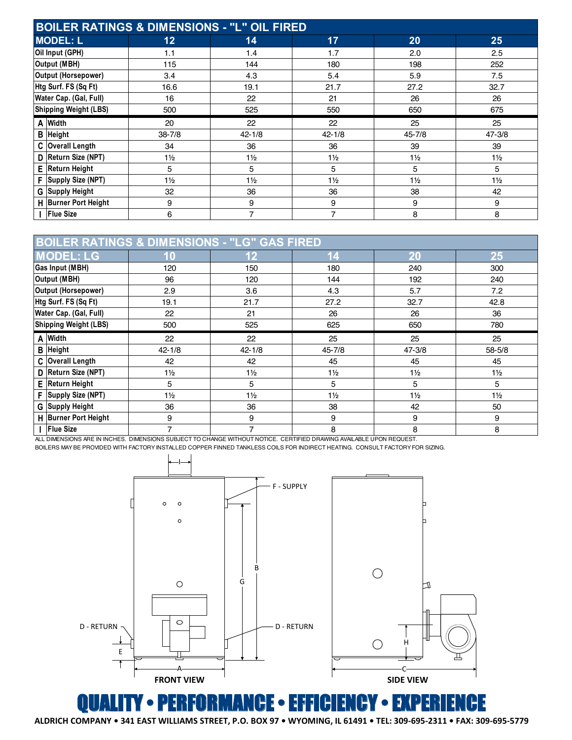## BOILER RATINGS & DIMENSIONS - "L" OIL FIRED

| MODEL: L | | 12 | 14 | 17 | 20 | 25 |
|---|---|---|---|---|---|---|
| Oil Input (GPH) | | 1.1 | 1.4 | 1.7 | 2.0 | 2.5 |
| Output (MBH) | | 115 | 144 | 180 | 198 | 252 |
| Output (Horsepower) | | 3.4 | 4.3 | 5.4 | 5.9 | 7.5 |
| Htg Surf. FS (Sq Ft) | | 16.6 | 19.1 | 21.7 | 27.2 | 32.7 |
| Water Cap. (Gal, Full) | | 16 | 22 | 21 | 26 | 26 |
| Shipping Weight (LBS) | | 500 | 525 | 550 | 650 | 675 |
| A | Width | 20 | 22 | 22 | 25 | 25 |
| B | Height | 38-7/8 | 42-1/8 | 42-1/8 | 45-7/8 | 47-3/8 |
| C | Overall Length | 34 | 36 | 36 | 39 | 39 |
| D | Return Size (NPT) | 1½ | 1½ | 1½ | 1½ | 1½ |
| E | Return Height | 5 | 5 | 5 | 5 | 5 |
| F | Supply Size (NPT) | 1½ | 1½ | 1½ | 1½ | 1½ |
| G | Supply Height | 32 | 36 | 36 | 38 | 42 |
| H | Burner Port Height | 9 | 9 | 9 | 9 | 9 |
| I | Flue Size | 6 | 7 | 7 | 8 | 8 |

## BOILER RATINGS & DIMENSIONS - "LG" GAS FIRED

| MODEL: LG | | 10 | 12 | 14 | 20 | 25 |
|---|---|---|---|---|---|---|
| Gas Input (MBH) | | 120 | 150 | 180 | 240 | 300 |
| Output (MBH) | | 96 | 120 | 144 | 192 | 240 |
| Output (Horsepower) | | 2.9 | 3.6 | 4.3 | 5.7 | 7.2 |
| Htg Surf. FS (Sq Ft) | | 19.1 | 21.7 | 27.2 | 32.7 | 42.8 |
| Water Cap. (Gal, Full) | | 22 | 21 | 26 | 26 | 36 |
| Shipping Weight (LBS) | | 500 | 525 | 625 | 650 | 780 |
| A | Width | 22 | 22 | 25 | 25 | 25 |
| B | Height | 42-1/8 | 42-1/8 | 45-7/8 | 47-3/8 | 58-5/8 |
| C | Overall Length | 42 | 42 | 45 | 45 | 45 |
| D | Return Size (NPT) | 1½ | 1½ | 1½ | 1½ | 1½ |
| E | Return Height | 5 | 5 | 5 | 5 | 5 |
| F | Supply Size (NPT) | 1½ | 1½ | 1½ | 1½ | 1½ |
| G | Supply Height | 36 | 36 | 38 | 42 | 50 |
| H | Burner Port Height | 9 | 9 | 9 | 9 | 9 |
| I | Flue Size | 7 | 7 | 8 | 8 | 8 |

ALL DIMENSIONS ARE IN INCHES. DIMENSIONS SUBJECT TO CHANGE WITHOUT NOTICE. CERTIFIED DRAWING AVAILABLE UPON REQUEST.

BOILERS MAY BE PROVIDED WITH FACTORY INSTALLED COPPER FINNED TANKLESS COILS FOR INDIRECT HEATING. CONSULT FACTORY FOR SIZING.

I

F - SUPPLY

B

G

D - RETURN

D - RETURN

E

H

A

C

FRONT VIEW

SIDE VIEW

**QUALITY • PERFORMANCE • EFFICIENCY • EXPERIENCE**

ALDRICH COMPANY • 341 EAST WILLIAMS STREET, P.O. BOX 97 • WYOMING, IL 61491 • TEL: 309-695-2311 • FAX: 309-695-5779